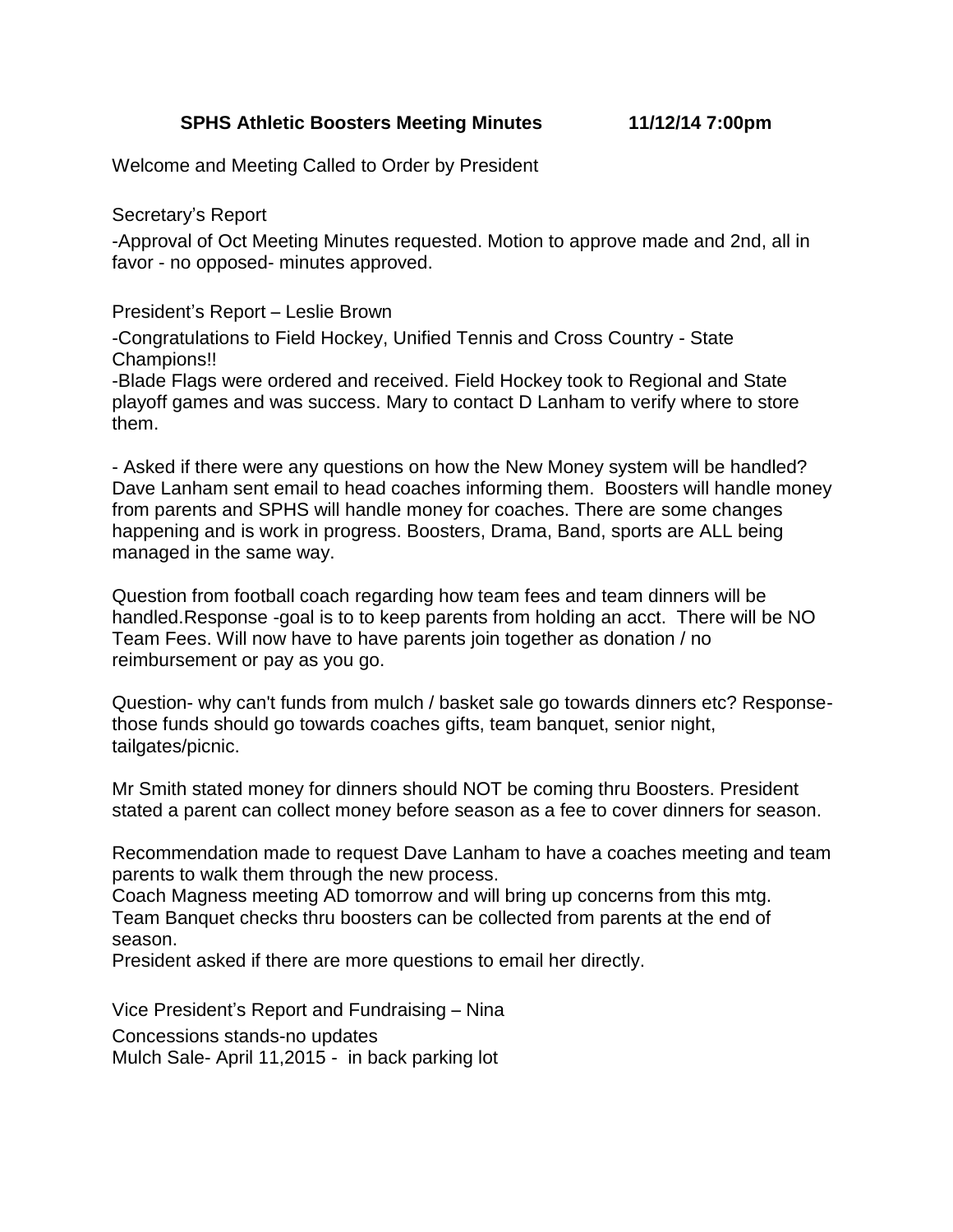**SPHS Athletic Boosters Meeting Minutes 11/12/14 7:00pm**

Welcome and Meeting Called to Order by President

Secretary's Report

-Approval of Oct Meeting Minutes requested. Motion to approve made and 2nd, all in favor - no opposed- minutes approved.

President's Report – Leslie Brown

-Congratulations to Field Hockey, Unified Tennis and Cross Country - State Champions!!

-Blade Flags were ordered and received. Field Hockey took to Regional and State playoff games and was success. Mary to contact D Lanham to verify where to store them.

- Asked if there were any questions on how the New Money system will be handled? Dave Lanham sent email to head coaches informing them. Boosters will handle money from parents and SPHS will handle money for coaches. There are some changes happening and is work in progress. Boosters, Drama, Band, sports are ALL being managed in the same way.

Question from football coach regarding how team fees and team dinners will be handled.Response -goal is to to keep parents from holding an acct. There will be NO Team Fees. Will now have to have parents join together as donation / no reimbursement or pay as you go.

Question- why can't funds from mulch / basket sale go towards dinners etc? Response- those funds should go towards coaches gifts, team banquet, senior night, tailgates/picnic.

Mr Smith stated money for dinners should NOT be coming thru Boosters. President stated a parent can collect money before season as a fee to cover dinners for season.

Recommendation made to request Dave Lanham to have a coaches meeting and team parents to walk them through the new process.
Coach Magness meeting AD tomorrow and will bring up concerns from this mtg.
Team Banquet checks thru boosters can be collected from parents at the end of season.
President asked if there are more questions to email her directly.

Vice President's Report and Fundraising – Nina

Concessions stands-no updates
Mulch Sale- April 11,2015 - in back parking lot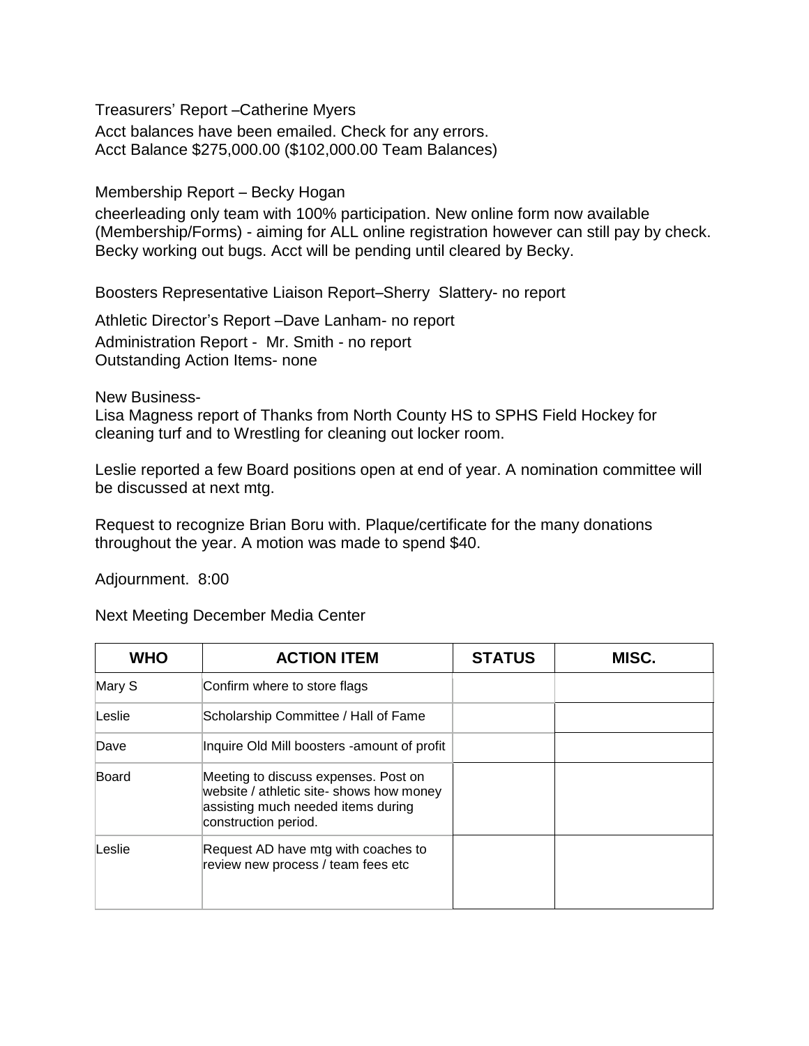Treasurers' Report –Catherine Myers

Acct balances have been emailed. Check for any errors.
Acct Balance $275,000.00 ($102,000.00 Team Balances)

Membership Report – Becky Hogan

cheerleading only team with 100% participation. New online form now available (Membership/Forms) - aiming for ALL online registration however can still pay by check. Becky working out bugs. Acct will be pending until cleared by Becky.

Boosters Representative Liaison Report–Sherry Slattery- no report

Athletic Director's Report –Dave Lanham- no report
Administration Report - Mr. Smith - no report
Outstanding Action Items- none

New Business-
Lisa Magness report of Thanks from North County HS to SPHS Field Hockey for cleaning turf and to Wrestling for cleaning out locker room.

Leslie reported a few Board positions open at end of year. A nomination committee will be discussed at next mtg.

Request to recognize Brian Boru with. Plaque/certificate for the many donations throughout the year. A motion was made to spend $40.

Adjournment. 8:00

Next Meeting December Media Center

| WHO | ACTION ITEM | STATUS | MISC. |
|---|---|---|---|
| Mary S | Confirm where to store flags | | |
| Leslie | Scholarship Committee / Hall of Fame | | |
| Dave | Inquire Old Mill boosters -amount of profit | | |
| Board | Meeting to discuss expenses. Post on website / athletic site- shows how money assisting much needed items during construction period. | | |
| Leslie | Request AD have mtg with coaches to review new process / team fees etc | | |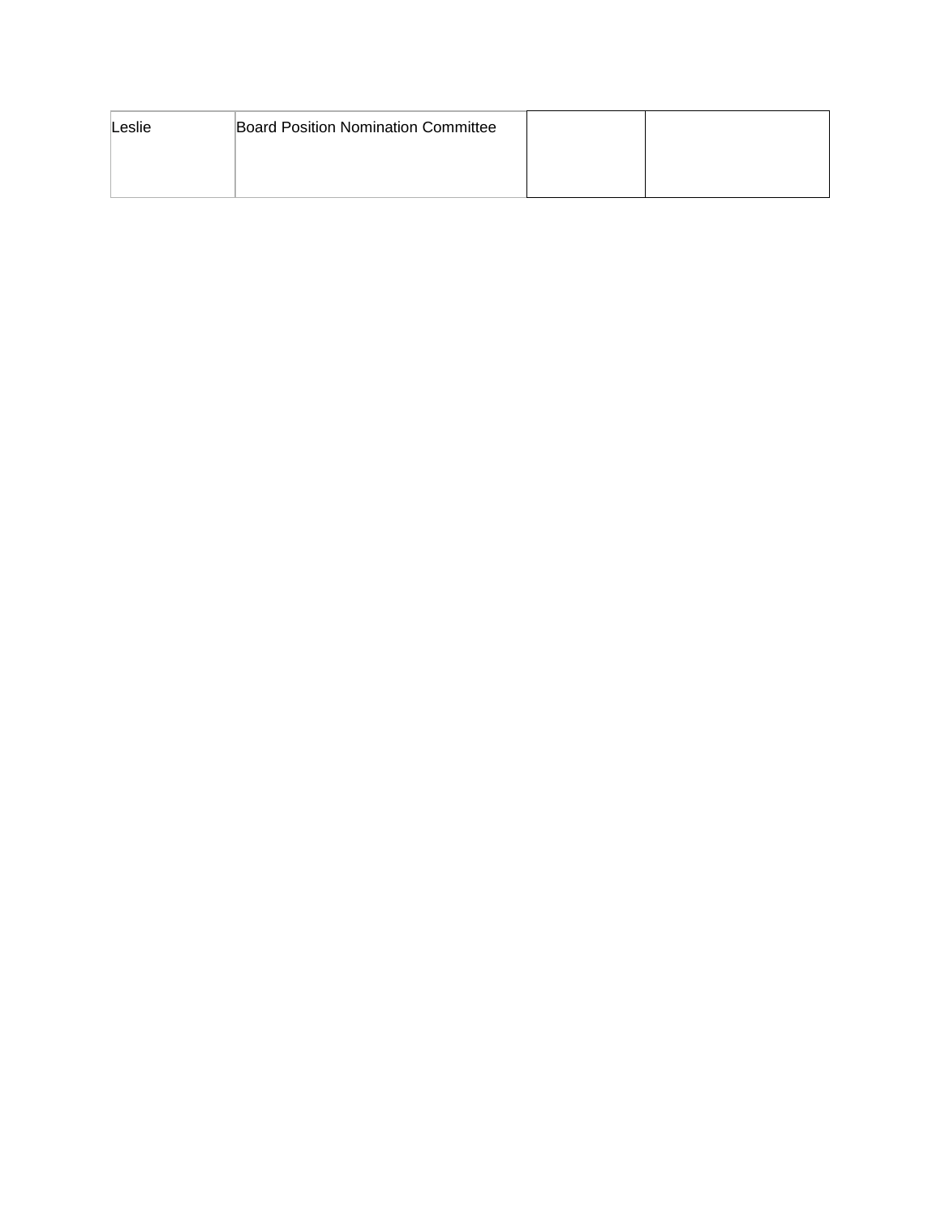| | | | |
|---|---|---|---|
| Leslie | Board Position Nomination Committee | | |